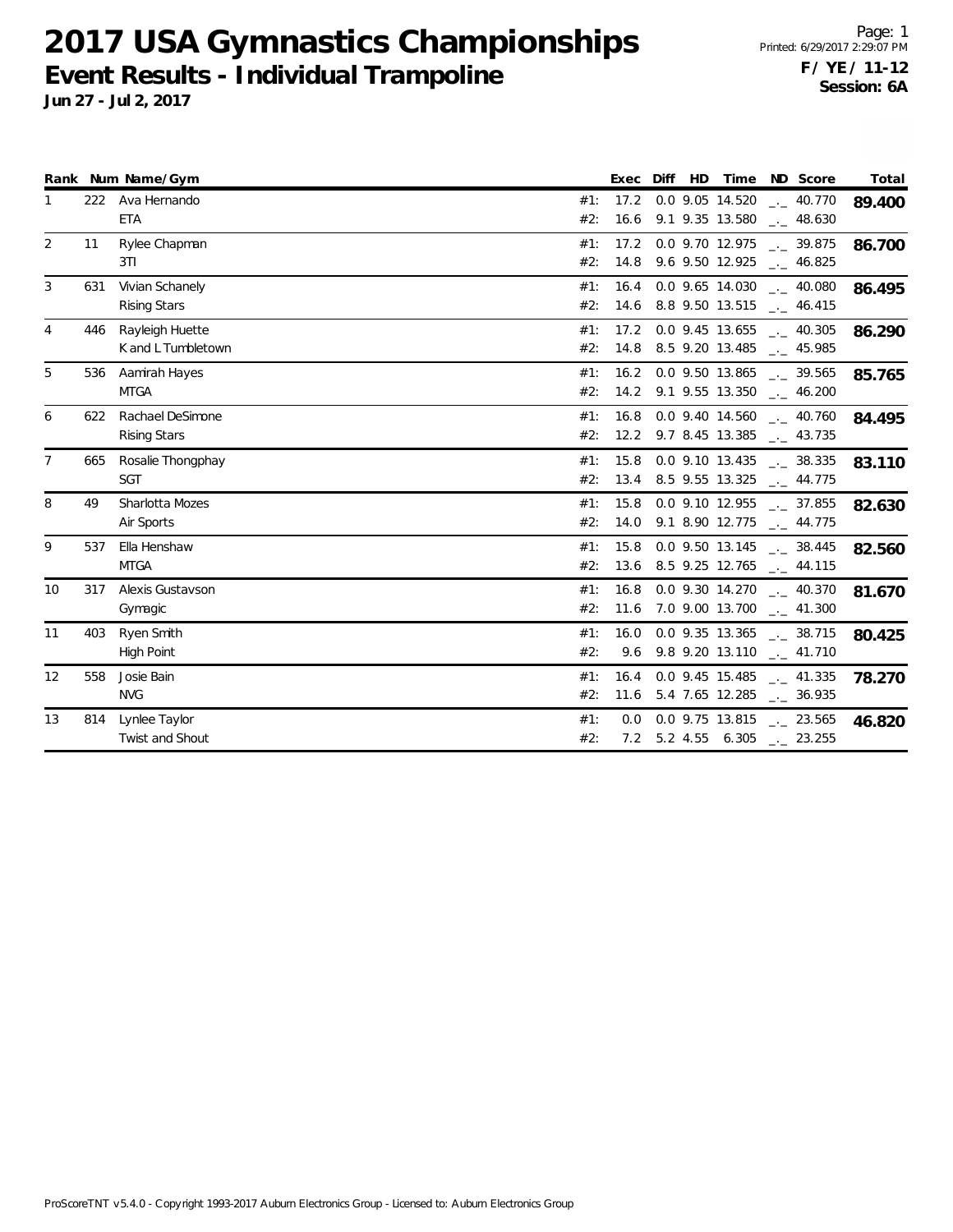# 2017 USA Gymnastics Championships

## Event Results - Individual Trampoline

**Jun 27 - Jul 2, 2017**

Printed: 6/29/2017 2:29:07 PM

**F / YE / 11-12**
**Session: 6A**

| Rank | Num | Name/Gym | | Exec | Diff | HD | Time | ND | Score | Total |
|---|---|---|---|---|---|---|---|---|---|---|
| 1 | 222 | Ava Hernando | #1: | 17.2 | 0.0 | 9.05 | 14.520 | _._ | 40.770 | **89.400** |
| | | ETA | #2: | 16.6 | 9.1 | 9.35 | 13.580 | _._ | 48.630 | |
| 2 | 11 | Rylee Chapman | #1: | 17.2 | 0.0 | 9.70 | 12.975 | _._ | 39.875 | **86.700** |
| | | 3TI | #2: | 14.8 | 9.6 | 9.50 | 12.925 | _._ | 46.825 | |
| 3 | 631 | Vivian Schanely | #1: | 16.4 | 0.0 | 9.65 | 14.030 | _._ | 40.080 | **86.495** |
| | | Rising Stars | #2: | 14.6 | 8.8 | 9.50 | 13.515 | _._ | 46.415 | |
| 4 | 446 | Rayleigh Huette | #1: | 17.2 | 0.0 | 9.45 | 13.655 | _._ | 40.305 | **86.290** |
| | | K and L Tumbletown | #2: | 14.8 | 8.5 | 9.20 | 13.485 | _._ | 45.985 | |
| 5 | 536 | Aamirah Hayes | #1: | 16.2 | 0.0 | 9.50 | 13.865 | _._ | 39.565 | **85.765** |
| | | MTGA | #2: | 14.2 | 9.1 | 9.55 | 13.350 | _._ | 46.200 | |
| 6 | 622 | Rachael DeSimone | #1: | 16.8 | 0.0 | 9.40 | 14.560 | _._ | 40.760 | **84.495** |
| | | Rising Stars | #2: | 12.2 | 9.7 | 8.45 | 13.385 | _._ | 43.735 | |
| 7 | 665 | Rosalie Thongphay | #1: | 15.8 | 0.0 | 9.10 | 13.435 | _._ | 38.335 | **83.110** |
| | | SGT | #2: | 13.4 | 8.5 | 9.55 | 13.325 | _._ | 44.775 | |
| 8 | 49 | Sharlotta Mozes | #1: | 15.8 | 0.0 | 9.10 | 12.955 | _._ | 37.855 | **82.630** |
| | | Air Sports | #2: | 14.0 | 9.1 | 8.90 | 12.775 | _._ | 44.775 | |
| 9 | 537 | Ella Henshaw | #1: | 15.8 | 0.0 | 9.50 | 13.145 | _._ | 38.445 | **82.560** |
| | | MTGA | #2: | 13.6 | 8.5 | 9.25 | 12.765 | _._ | 44.115 | |
| 10 | 317 | Alexis Gustavson | #1: | 16.8 | 0.0 | 9.30 | 14.270 | _._ | 40.370 | **81.670** |
| | | Gymagic | #2: | 11.6 | 7.0 | 9.00 | 13.700 | _._ | 41.300 | |
| 11 | 403 | Ryen Smith | #1: | 16.0 | 0.0 | 9.35 | 13.365 | _._ | 38.715 | **80.425** |
| | | High Point | #2: | 9.6 | 9.8 | 9.20 | 13.110 | _._ | 41.710 | |
| 12 | 558 | Josie Bain | #1: | 16.4 | 0.0 | 9.45 | 15.485 | _._ | 41.335 | **78.270** |
| | | NVG | #2: | 11.6 | 5.4 | 7.65 | 12.285 | _._ | 36.935 | |
| 13 | 814 | Lynlee Taylor | #1: | 0.0 | 0.0 | 9.75 | 13.815 | _._ | 23.565 | **46.820** |
| | | Twist and Shout | #2: | 7.2 | 5.2 | 4.55 | 6.305 | _._ | 23.255 | |

ProScoreTNT v5.4.0 - Copyright 1993-2017 Auburn Electronics Group - Licensed to: Auburn Electronics Group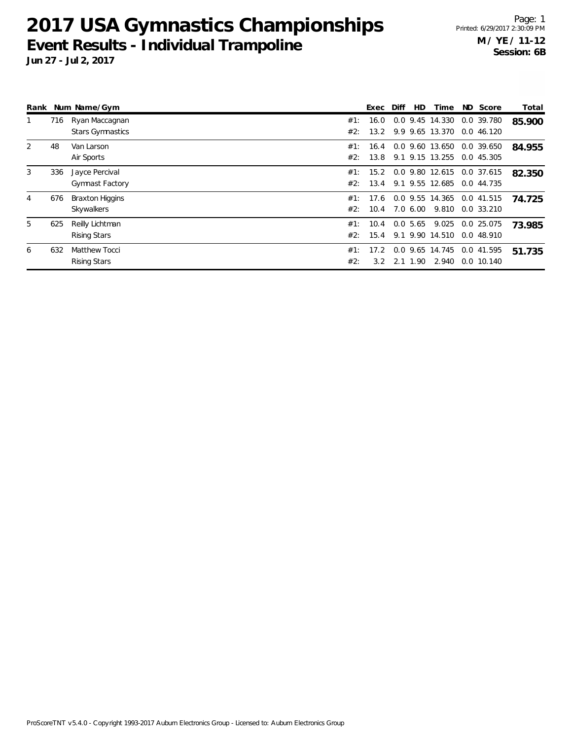# 2017 USA Gymnastics Championships

## Event Results - Individual Trampoline

**Jun 27 - Jul 2, 2017**

Printed: 6/29/2017 2:30:09 PM

**M / YE / 11-12**
**Session: 6B**

| Rank | Num | Name/Gym | | Exec | Diff | HD | Time | ND | Score | Total |
|---|---|---|---|---|---|---|---|---|---|---|
| 1 | 716 | Ryan Maccagnan | #1: | 16.0 | 0.0 | 9.45 | 14.330 | 0.0 | 39.780 | **85.900** |
| | | Stars Gymnastics | #2: | 13.2 | 9.9 | 9.65 | 13.370 | 0.0 | 46.120 | |
| 2 | 48 | Van Larson | #1: | 16.4 | 0.0 | 9.60 | 13.650 | 0.0 | 39.650 | **84.955** |
| | | Air Sports | #2: | 13.8 | 9.1 | 9.15 | 13.255 | 0.0 | 45.305 | |
| 3 | 336 | Jayce Percival | #1: | 15.2 | 0.0 | 9.80 | 12.615 | 0.0 | 37.615 | **82.350** |
| | | Gymnast Factory | #2: | 13.4 | 9.1 | 9.55 | 12.685 | 0.0 | 44.735 | |
| 4 | 676 | Braxton Higgins | #1: | 17.6 | 0.0 | 9.55 | 14.365 | 0.0 | 41.515 | **74.725** |
| | | Skywalkers | #2: | 10.4 | 7.0 | 6.00 | 9.810 | 0.0 | 33.210 | |
| 5 | 625 | Reilly Lichtman | #1: | 10.4 | 0.0 | 5.65 | 9.025 | 0.0 | 25.075 | **73.985** |
| | | Rising Stars | #2: | 15.4 | 9.1 | 9.90 | 14.510 | 0.0 | 48.910 | |
| 6 | 632 | Matthew Tocci | #1: | 17.2 | 0.0 | 9.65 | 14.745 | 0.0 | 41.595 | **51.735** |
| | | Rising Stars | #2: | 3.2 | 2.1 | 1.90 | 2.940 | 0.0 | 10.140 | |

ProScoreTNT v5.4.0 - Copyright 1993-2017 Auburn Electronics Group - Licensed to: Auburn Electronics Group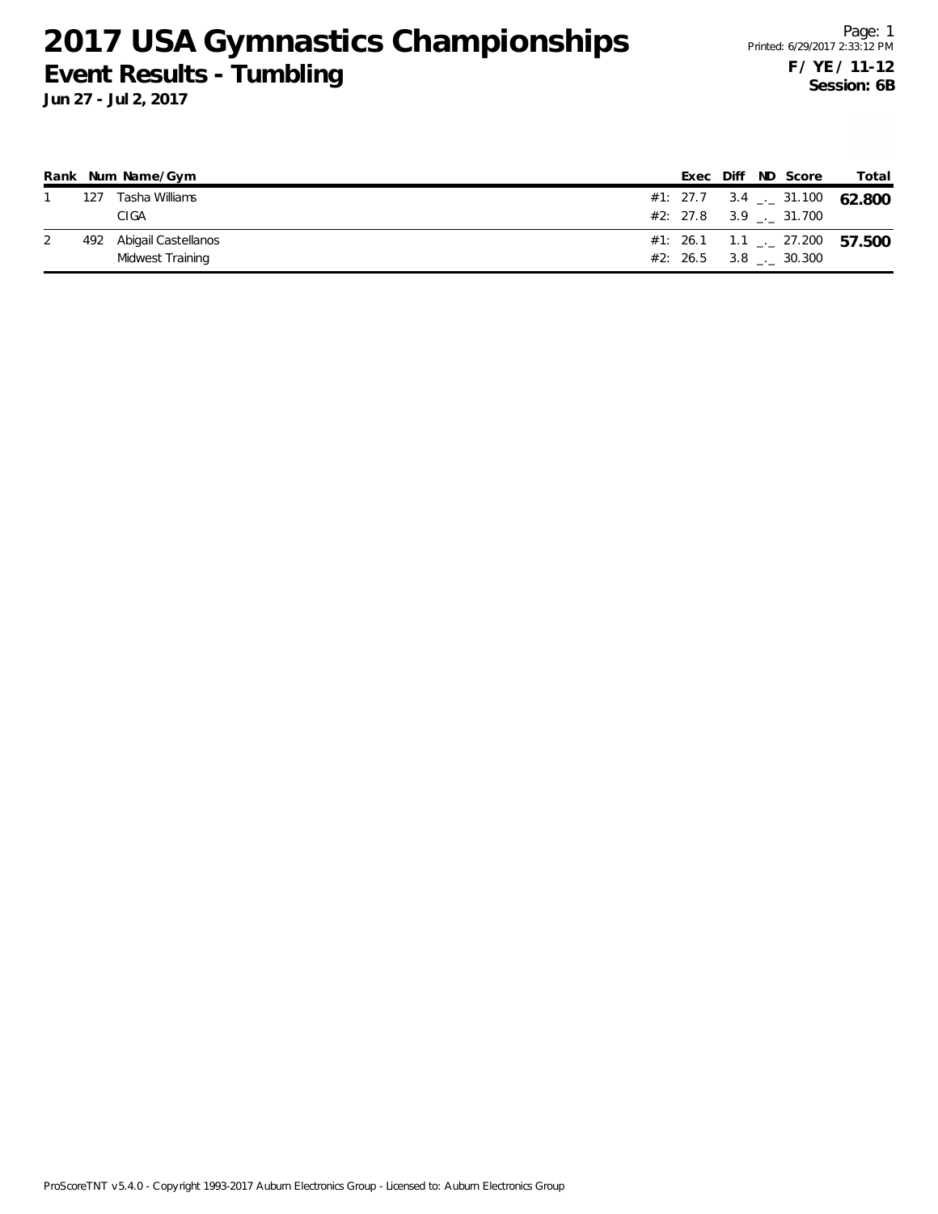# 2017 USA Gymnastics Championships

## Event Results - Tumbling

**Jun 27 - Jul 2, 2017**

**F / YE / 11-12**
**Session: 6B**

| Rank | Num | Name/Gym | | Exec | Diff | ND | Score | Total |
|---|---|---|---|---|---|---|---|---|
| 1 | 127 | Tasha Williams | #1: | 27.7 | 3.4 | _._ | 31.100 | **62.800** |
| | | CIGA | #2: | 27.8 | 3.9 | _._ | 31.700 | |
| 2 | 492 | Abigail Castellanos | #1: | 26.1 | 1.1 | _._ | 27.200 | **57.500** |
| | | Midwest Training | #2: | 26.5 | 3.8 | _._ | 30.300 | |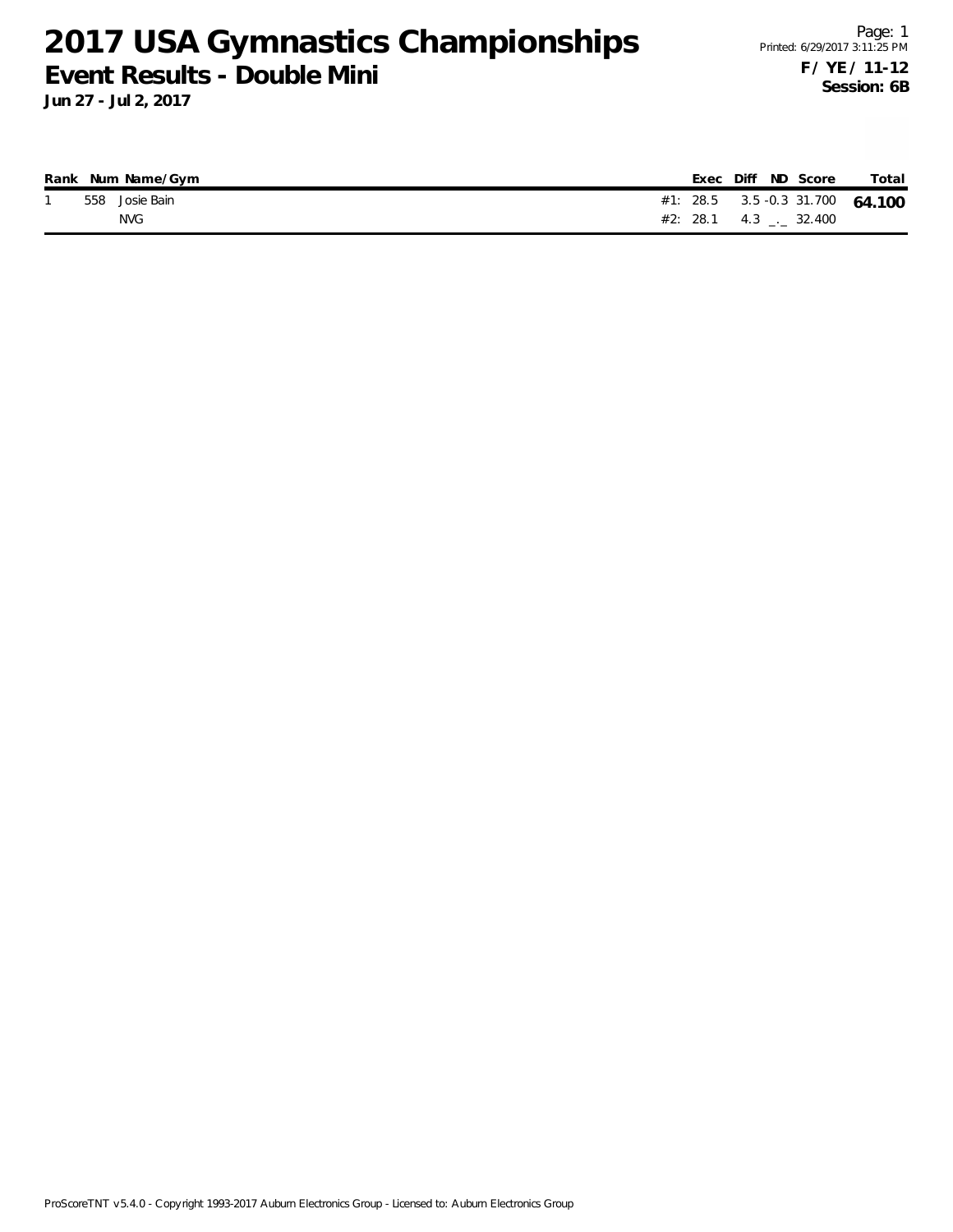# 2017 USA Gymnastics Championships

## Event Results - Double Mini

**Jun 27 - Jul 2, 2017**

Printed: 6/29/2017 3:11:25 PM

**F / YE / 11-12**
**Session: 6B**

| Rank | Num | Name/Gym | | Exec | Diff | ND | Score | Total |
|---|---|---|---|---|---|---|---|---|
| 1 | 558 | Josie Bain | #1: | 28.5 | 3.5 | -0.3 | 31.700 | **64.100** |
| | | NVG | #2: | 28.1 | 4.3 | _._ | 32.400 | |

ProScoreTNT v5.4.0 - Copyright 1993-2017 Auburn Electronics Group - Licensed to: Auburn Electronics Group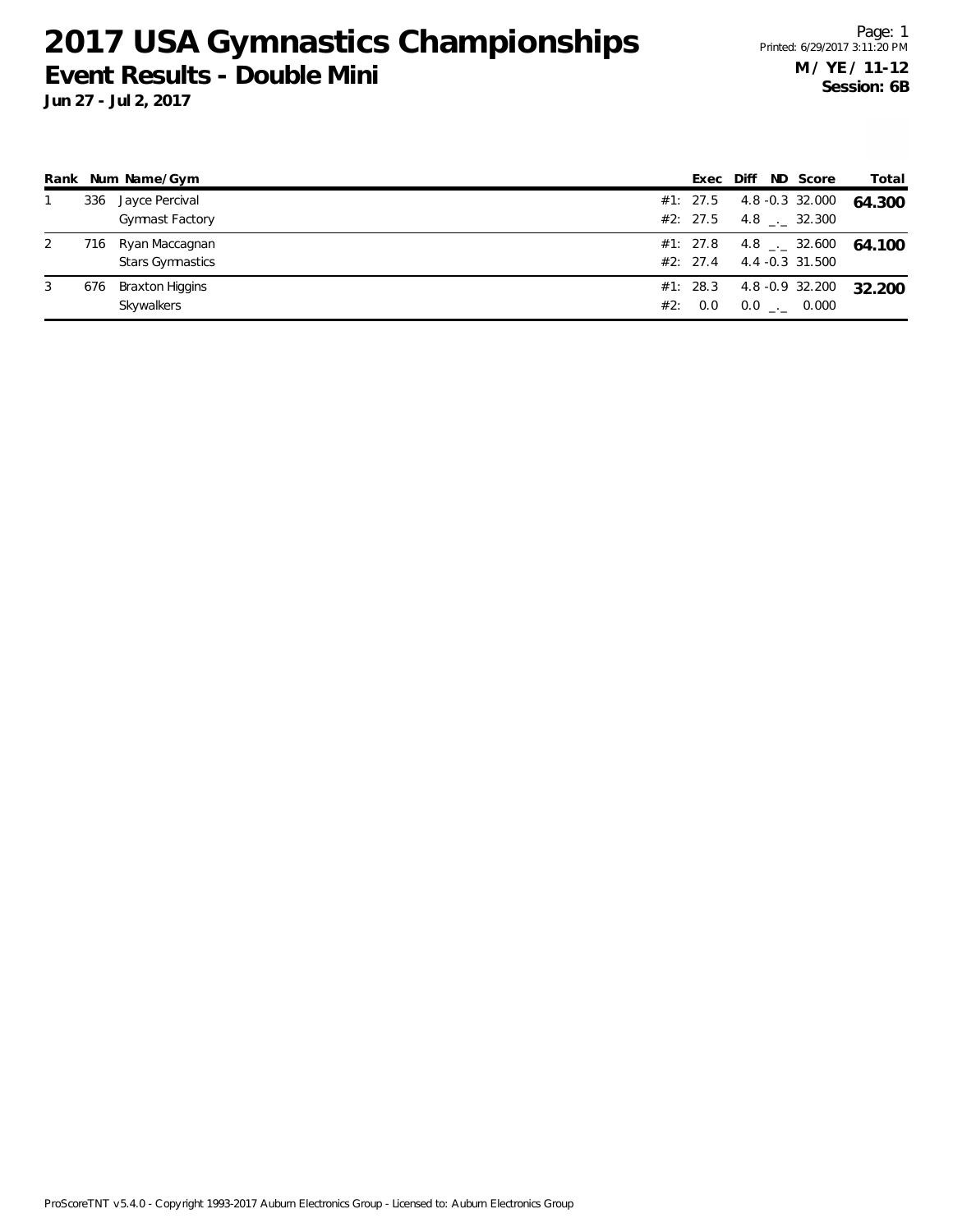# 2017 USA Gymnastics Championships

## Event Results - Double Mini

**Jun 27 - Jul 2, 2017**

Page: 1
Printed: 6/29/2017 3:11:20 PM

**M / YE / 11-12**
**Session: 6B**

| Rank | Num | Name/Gym | | Exec | Diff | ND | Score | Total |
|---|---|---|---|---|---|---|---|---|
| 1 | 336 | Jayce Percival | #1: | 27.5 | 4.8 | -0.3 | 32.000 | **64.300** |
| | | Gymnast Factory | #2: | 27.5 | 4.8 | _._ | 32.300 | |
| 2 | 716 | Ryan Maccagnan | #1: | 27.8 | 4.8 | _._ | 32.600 | **64.100** |
| | | Stars Gymnastics | #2: | 27.4 | 4.4 | -0.3 | 31.500 | |
| 3 | 676 | Braxton Higgins | #1: | 28.3 | 4.8 | -0.9 | 32.200 | **32.200** |
| | | Skywalkers | #2: | 0.0 | 0.0 | _._ | 0.000 | |

ProScoreTNT v5.4.0 - Copyright 1993-2017 Auburn Electronics Group - Licensed to: Auburn Electronics Group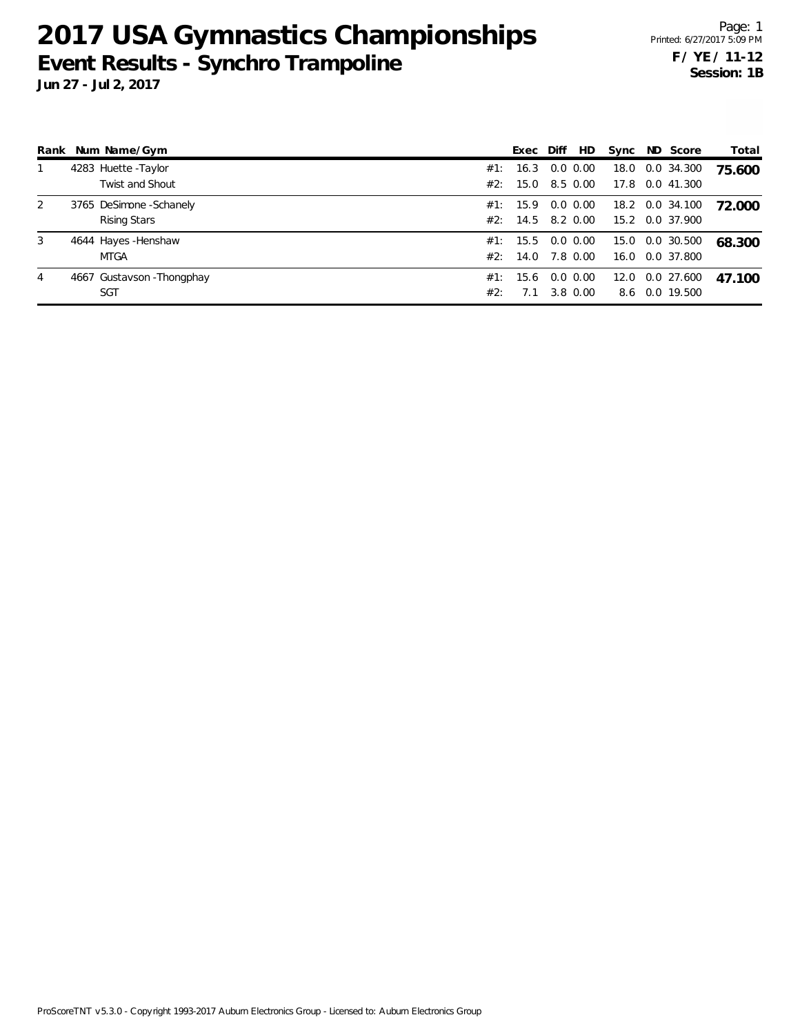# 2017 USA Gymnastics Championships

## Event Results - Synchro Trampoline

**Jun 27 - Jul 2, 2017**

Page: 1
Printed: 6/27/2017 5:09 PM

**F / YE / 11-12**
**Session: 1B**

| Rank | Num | Name/Gym | | Exec | Diff | HD | Sync | ND | Score | Total |
|---|---|---|---|---|---|---|---|---|---|---|
| 1 | 4283 | Huette -Taylor | #1: | 16.3 | 0.0 | 0.00 | 18.0 | 0.0 | 34.300 | **75.600** |
| | | Twist and Shout | #2: | 15.0 | 8.5 | 0.00 | 17.8 | 0.0 | 41.300 | |
| 2 | 3765 | DeSimone -Schanely | #1: | 15.9 | 0.0 | 0.00 | 18.2 | 0.0 | 34.100 | **72.000** |
| | | Rising Stars | #2: | 14.5 | 8.2 | 0.00 | 15.2 | 0.0 | 37.900 | |
| 3 | 4644 | Hayes -Henshaw | #1: | 15.5 | 0.0 | 0.00 | 15.0 | 0.0 | 30.500 | **68.300** |
| | | MTGA | #2: | 14.0 | 7.8 | 0.00 | 16.0 | 0.0 | 37.800 | |
| 4 | 4667 | Gustavson -Thongphay | #1: | 15.6 | 0.0 | 0.00 | 12.0 | 0.0 | 27.600 | **47.100** |
| | | SGT | #2: | 7.1 | 3.8 | 0.00 | 8.6 | 0.0 | 19.500 | |

ProScoreTNT v5.3.0 - Copyright 1993-2017 Auburn Electronics Group - Licensed to: Auburn Electronics Group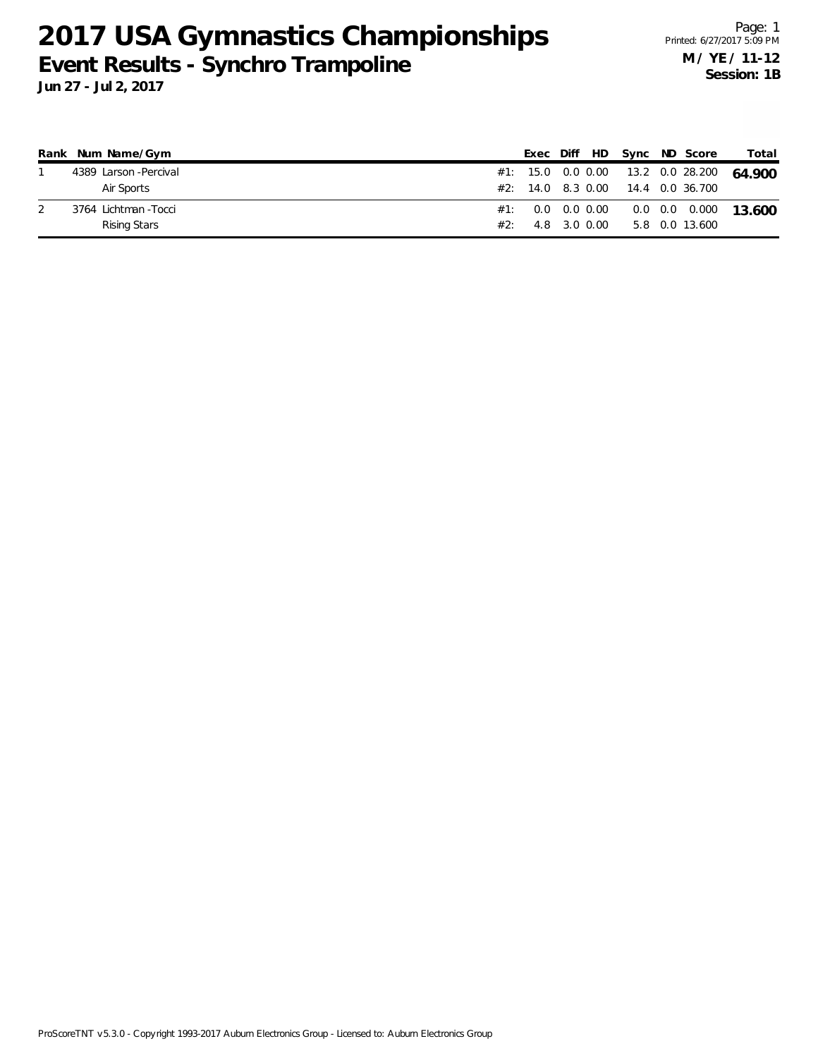# 2017 USA Gymnastics Championships

## Event Results - Synchro Trampoline

**Jun 27 - Jul 2, 2017**

Page: 1
Printed: 6/27/2017 5:09 PM

**M / YE / 11-12**
**Session: 1B**

| Rank | Num | Name/Gym | | Exec | Diff | HD | Sync | ND | Score | Total |
|---|---|---|---|---|---|---|---|---|---|---|
| 1 | 4389 | Larson -Percival | #1: | 15.0 | 0.0 | 0.00 | 13.2 | 0.0 | 28.200 | **64.900** |
| | | Air Sports | #2: | 14.0 | 8.3 | 0.00 | 14.4 | 0.0 | 36.700 | |
| 2 | 3764 | Lichtman -Tocci | #1: | 0.0 | 0.0 | 0.00 | 0.0 | 0.0 | 0.000 | **13.600** |
| | | Rising Stars | #2: | 4.8 | 3.0 | 0.00 | 5.8 | 0.0 | 13.600 | |

ProScoreTNT v5.3.0 - Copyright 1993-2017 Auburn Electronics Group - Licensed to: Auburn Electronics Group